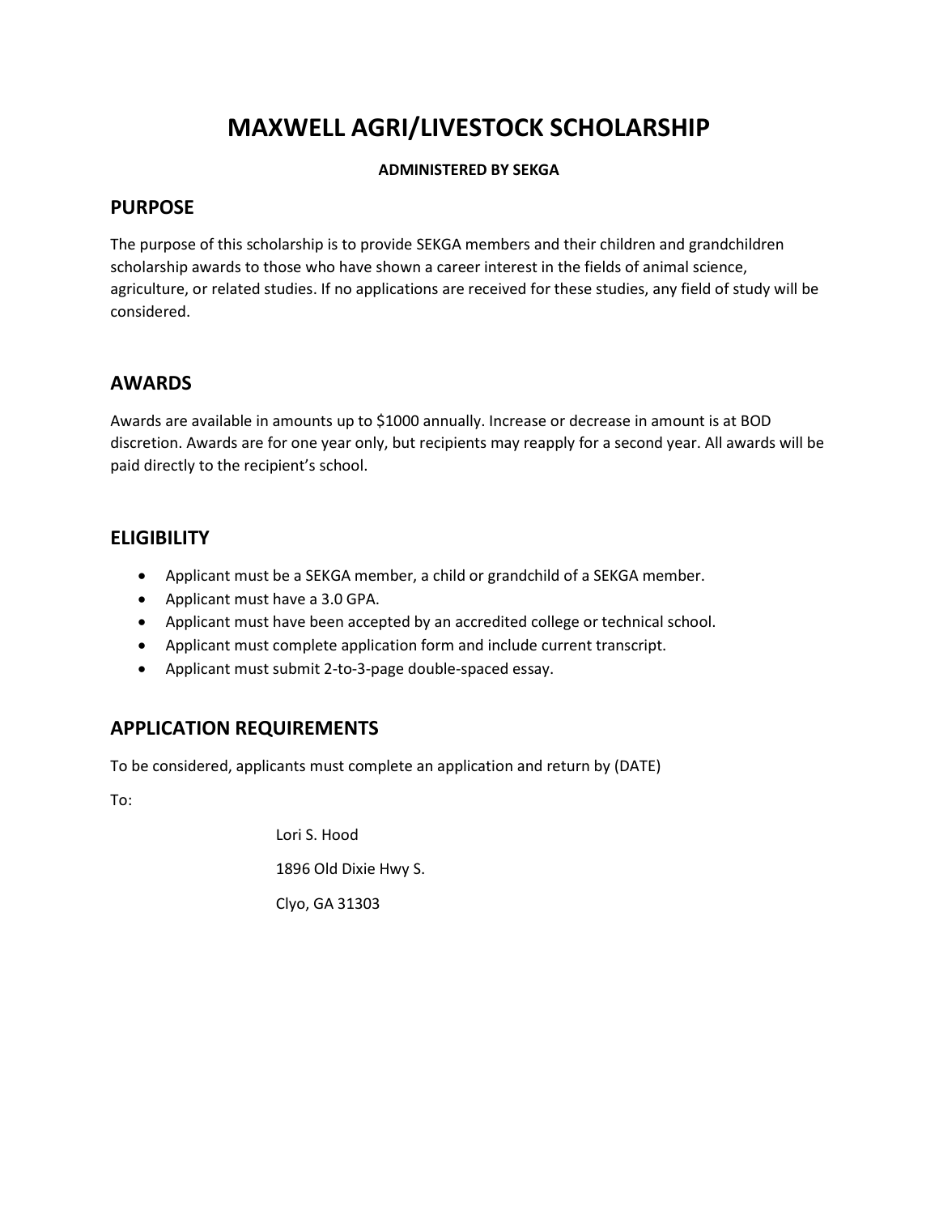# MAXWELL AGRI/LIVESTOCK SCHOLARSHIP

**ADMINISTERED BY SEKGA**

## PURPOSE

The purpose of this scholarship is to provide SEKGA members and their children and grandchildren scholarship awards to those who have shown a career interest in the fields of animal science, agriculture, or related studies. If no applications are received for these studies, any field of study will be considered.

## AWARDS

Awards are available in amounts up to $1000 annually. Increase or decrease in amount is at BOD discretion. Awards are for one year only, but recipients may reapply for a second year. All awards will be paid directly to the recipient's school.

## ELIGIBILITY

- Applicant must be a SEKGA member, a child or grandchild of a SEKGA member.
- Applicant must have a 3.0 GPA.
- Applicant must have been accepted by an accredited college or technical school.
- Applicant must complete application form and include current transcript.
- Applicant must submit 2-to-3-page double-spaced essay.

## APPLICATION REQUIREMENTS

To be considered, applicants must complete an application and return by (DATE)

To:

Lori S. Hood

1896 Old Dixie Hwy S.

Clyo, GA 31303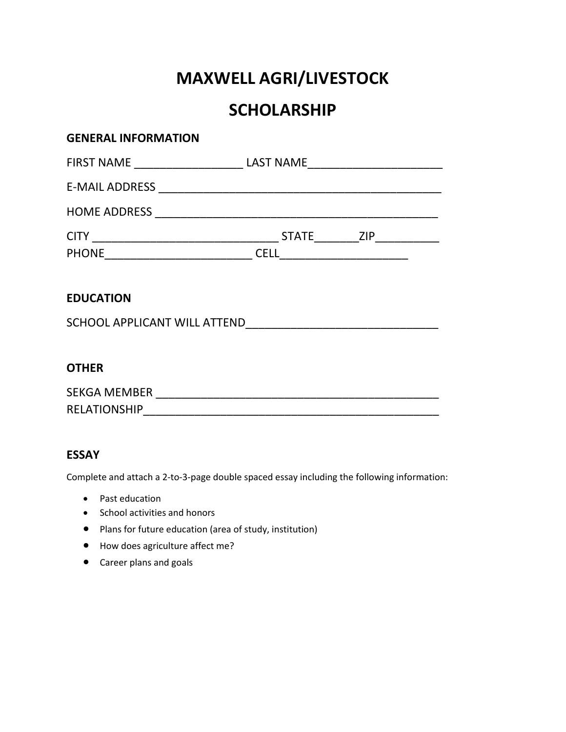# MAXWELL AGRI/LIVESTOCK

# SCHOLARSHIP

## GENERAL INFORMATION

FIRST NAME _________________ LAST NAME_____________________

E-MAIL ADDRESS ____________________________________________

HOME ADDRESS _____________________________________________

CITY _____________________________ STATE_______ZIP__________

PHONE_______________________ CELL____________________

## EDUCATION

SCHOOL APPLICANT WILL ATTEND______________________________

## OTHER

SEKGA MEMBER ____________________________________________

RELATIONSHIP_____________________________________________

## ESSAY

Complete and attach a 2-to-3-page double spaced essay including the following information:

- Past education
- School activities and honors
- Plans for future education (area of study, institution)
- How does agriculture affect me?
- Career plans and goals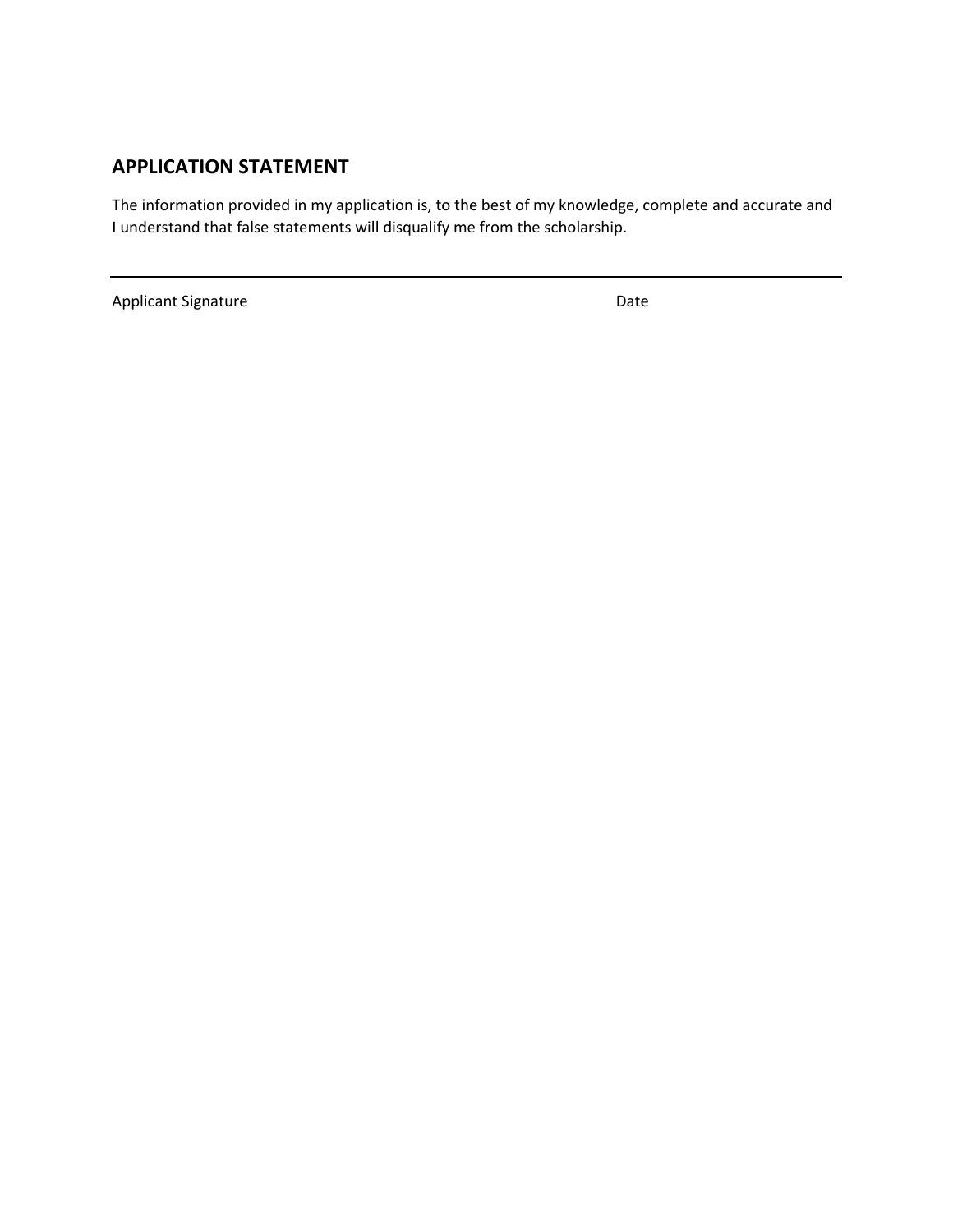## APPLICATION STATEMENT

The information provided in my application is, to the best of my knowledge, complete and accurate and I understand that false statements will disqualify me from the scholarship.

---

Applicant Signature Date